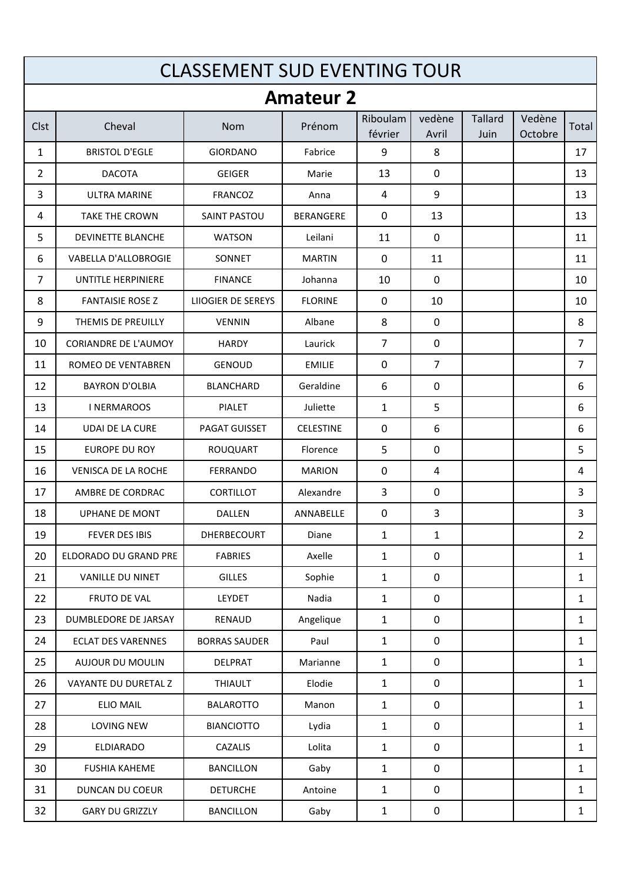# CLASSEMENT SUD EVENTING TOUR

## Amateur 2

| Clst | Cheval | Nom | Prénom | Riboulam février | vedène Avril | Tallard Juin | Vedène Octobre | Total |
|---|---|---|---|---|---|---|---|---|
| 1 | BRISTOL D'EGLE | GIORDANO | Fabrice | 9 | 8 | | | 17 |
| 2 | DACOTA | GEIGER | Marie | 13 | 0 | | | 13 |
| 3 | ULTRA MARINE | FRANCOZ | Anna | 4 | 9 | | | 13 |
| 4 | TAKE THE CROWN | SAINT PASTOU | BERANGERE | 0 | 13 | | | 13 |
| 5 | DEVINETTE BLANCHE | WATSON | Leilani | 11 | 0 | | | 11 |
| 6 | VABELLA D'ALLOBROGIE | SONNET | MARTIN | 0 | 11 | | | 11 |
| 7 | UNTITLE HERPINIERE | FINANCE | Johanna | 10 | 0 | | | 10 |
| 8 | FANTAISIE ROSE Z | LIIOGIER DE SEREYS | FLORINE | 0 | 10 | | | 10 |
| 9 | THEMIS DE PREUILLY | VENNIN | Albane | 8 | 0 | | | 8 |
| 10 | CORIANDRE DE L'AUMOY | HARDY | Laurick | 7 | 0 | | | 7 |
| 11 | ROMEO DE VENTABREN | GENOUD | EMILIE | 0 | 7 | | | 7 |
| 12 | BAYRON D'OLBIA | BLANCHARD | Geraldine | 6 | 0 | | | 6 |
| 13 | I NERMAROOS | PIALET | Juliette | 1 | 5 | | | 6 |
| 14 | UDAI DE LA CURE | PAGAT GUISSET | CELESTINE | 0 | 6 | | | 6 |
| 15 | EUROPE DU ROY | ROUQUART | Florence | 5 | 0 | | | 5 |
| 16 | VENISCA DE LA ROCHE | FERRANDO | MARION | 0 | 4 | | | 4 |
| 17 | AMBRE DE CORDRAC | CORTILLOT | Alexandre | 3 | 0 | | | 3 |
| 18 | UPHANE DE MONT | DALLEN | ANNABELLE | 0 | 3 | | | 3 |
| 19 | FEVER DES IBIS | DHERBECOURT | Diane | 1 | 1 | | | 2 |
| 20 | ELDORADO DU GRAND PRE | FABRIES | Axelle | 1 | 0 | | | 1 |
| 21 | VANILLE DU NINET | GILLES | Sophie | 1 | 0 | | | 1 |
| 22 | FRUTO DE VAL | LEYDET | Nadia | 1 | 0 | | | 1 |
| 23 | DUMBLEDORE DE JARSAY | RENAUD | Angelique | 1 | 0 | | | 1 |
| 24 | ECLAT DES VARENNES | BORRAS SAUDER | Paul | 1 | 0 | | | 1 |
| 25 | AUJOUR DU MOULIN | DELPRAT | Marianne | 1 | 0 | | | 1 |
| 26 | VAYANTE DU DURETAL Z | THIAULT | Elodie | 1 | 0 | | | 1 |
| 27 | ELIO MAIL | BALAROTTO | Manon | 1 | 0 | | | 1 |
| 28 | LOVING NEW | BIANCIOTTO | Lydia | 1 | 0 | | | 1 |
| 29 | ELDIARADO | CAZALIS | Lolita | 1 | 0 | | | 1 |
| 30 | FUSHIA KAHEME | BANCILLON | Gaby | 1 | 0 | | | 1 |
| 31 | DUNCAN DU COEUR | DETURCHE | Antoine | 1 | 0 | | | 1 |
| 32 | GARY DU GRIZZLY | BANCILLON | Gaby | 1 | 0 | | | 1 |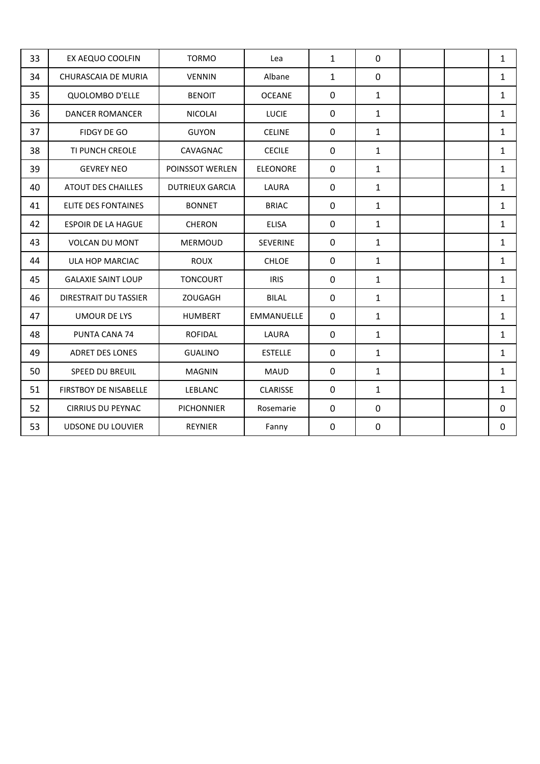| 33 | EX AEQUO COOLFIN | TORMO | Lea | 1 | 0 | | | 1 |
|---|---|---|---|---|---|---|---|---|
| 34 | CHURASCAIA DE MURIA | VENNIN | Albane | 1 | 0 | | | 1 |
| 35 | QUOLOMBO D'ELLE | BENOIT | OCEANE | 0 | 1 | | | 1 |
| 36 | DANCER ROMANCER | NICOLAI | LUCIE | 0 | 1 | | | 1 |
| 37 | FIDGY DE GO | GUYON | CELINE | 0 | 1 | | | 1 |
| 38 | TI PUNCH CREOLE | CAVAGNAC | CECILE | 0 | 1 | | | 1 |
| 39 | GEVREY NEO | POINSSOT WERLEN | ELEONORE | 0 | 1 | | | 1 |
| 40 | ATOUT DES CHAILLES | DUTRIEUX GARCIA | LAURA | 0 | 1 | | | 1 |
| 41 | ELITE DES FONTAINES | BONNET | BRIAC | 0 | 1 | | | 1 |
| 42 | ESPOIR DE LA HAGUE | CHERON | ELISA | 0 | 1 | | | 1 |
| 43 | VOLCAN DU MONT | MERMOUD | SEVERINE | 0 | 1 | | | 1 |
| 44 | ULA HOP MARCIAC | ROUX | CHLOE | 0 | 1 | | | 1 |
| 45 | GALAXIE SAINT LOUP | TONCOURT | IRIS | 0 | 1 | | | 1 |
| 46 | DIRESTRAIT DU TASSIER | ZOUGAGH | BILAL | 0 | 1 | | | 1 |
| 47 | UMOUR DE LYS | HUMBERT | EMMANUELLE | 0 | 1 | | | 1 |
| 48 | PUNTA CANA 74 | ROFIDAL | LAURA | 0 | 1 | | | 1 |
| 49 | ADRET DES LONES | GUALINO | ESTELLE | 0 | 1 | | | 1 |
| 50 | SPEED DU BREUIL | MAGNIN | MAUD | 0 | 1 | | | 1 |
| 51 | FIRSTBOY DE NISABELLE | LEBLANC | CLARISSE | 0 | 1 | | | 1 |
| 52 | CIRRIUS DU PEYNAC | PICHONNIER | Rosemarie | 0 | 0 | | | 0 |
| 53 | UDSONE DU LOUVIER | REYNIER | Fanny | 0 | 0 | | | 0 |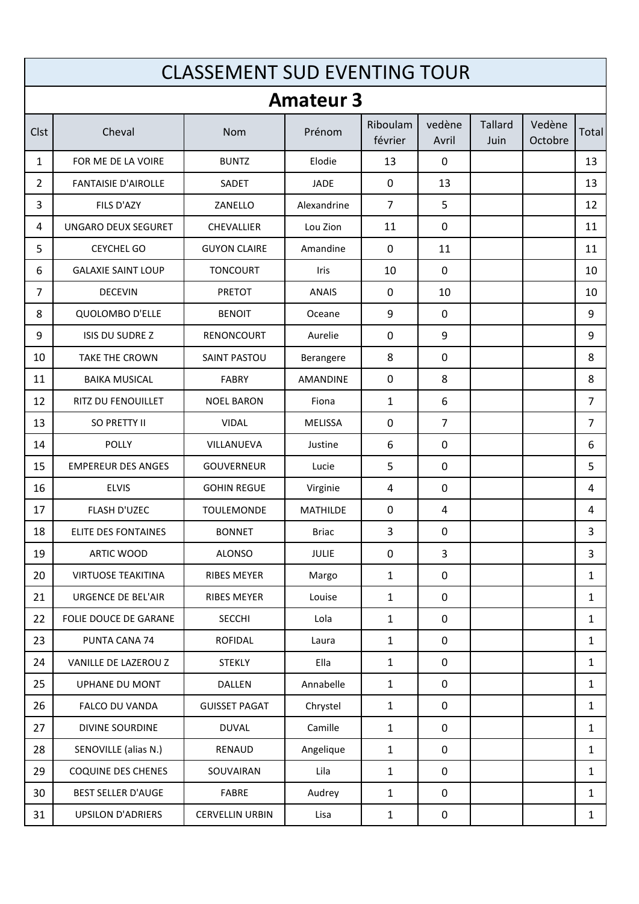# CLASSEMENT SUD EVENTING TOUR

## Amateur 3

| Clst | Cheval | Nom | Prénom | Riboulam février | vedène Avril | Tallard Juin | Vedène Octobre | Total |
|---|---|---|---|---|---|---|---|---|
| 1 | FOR ME DE LA VOIRE | BUNTZ | Elodie | 13 | 0 | | | 13 |
| 2 | FANTAISIE D'AIROLLE | SADET | JADE | 0 | 13 | | | 13 |
| 3 | FILS D'AZY | ZANELLO | Alexandrine | 7 | 5 | | | 12 |
| 4 | UNGARO DEUX SEGURET | CHEVALLIER | Lou Zion | 11 | 0 | | | 11 |
| 5 | CEYCHEL GO | GUYON CLAIRE | Amandine | 0 | 11 | | | 11 |
| 6 | GALAXIE SAINT LOUP | TONCOURT | Iris | 10 | 0 | | | 10 |
| 7 | DECEVIN | PRETOT | ANAIS | 0 | 10 | | | 10 |
| 8 | QUOLOMBO D'ELLE | BENOIT | Oceane | 9 | 0 | | | 9 |
| 9 | ISIS DU SUDRE Z | RENONCOURT | Aurelie | 0 | 9 | | | 9 |
| 10 | TAKE THE CROWN | SAINT PASTOU | Berangere | 8 | 0 | | | 8 |
| 11 | BAIKA MUSICAL | FABRY | AMANDINE | 0 | 8 | | | 8 |
| 12 | RITZ DU FENOUILLET | NOEL BARON | Fiona | 1 | 6 | | | 7 |
| 13 | SO PRETTY II | VIDAL | MELISSA | 0 | 7 | | | 7 |
| 14 | POLLY | VILLANUEVA | Justine | 6 | 0 | | | 6 |
| 15 | EMPEREUR DES ANGES | GOUVERNEUR | Lucie | 5 | 0 | | | 5 |
| 16 | ELVIS | GOHIN REGUE | Virginie | 4 | 0 | | | 4 |
| 17 | FLASH D'UZEC | TOULEMONDE | MATHILDE | 0 | 4 | | | 4 |
| 18 | ELITE DES FONTAINES | BONNET | Briac | 3 | 0 | | | 3 |
| 19 | ARTIC WOOD | ALONSO | JULIE | 0 | 3 | | | 3 |
| 20 | VIRTUOSE TEAKITINA | RIBES MEYER | Margo | 1 | 0 | | | 1 |
| 21 | URGENCE DE BEL'AIR | RIBES MEYER | Louise | 1 | 0 | | | 1 |
| 22 | FOLIE DOUCE DE GARANE | SECCHI | Lola | 1 | 0 | | | 1 |
| 23 | PUNTA CANA 74 | ROFIDAL | Laura | 1 | 0 | | | 1 |
| 24 | VANILLE DE LAZEROU Z | STEKLY | Ella | 1 | 0 | | | 1 |
| 25 | UPHANE DU MONT | DALLEN | Annabelle | 1 | 0 | | | 1 |
| 26 | FALCO DU VANDA | GUISSET PAGAT | Chrystel | 1 | 0 | | | 1 |
| 27 | DIVINE SOURDINE | DUVAL | Camille | 1 | 0 | | | 1 |
| 28 | SENOVILLE (alias N.) | RENAUD | Angelique | 1 | 0 | | | 1 |
| 29 | COQUINE DES CHENES | SOUVAIRAN | Lila | 1 | 0 | | | 1 |
| 30 | BEST SELLER D'AUGE | FABRE | Audrey | 1 | 0 | | | 1 |
| 31 | UPSILON D'ADRIERS | CERVELLIN URBIN | Lisa | 1 | 0 | | | 1 |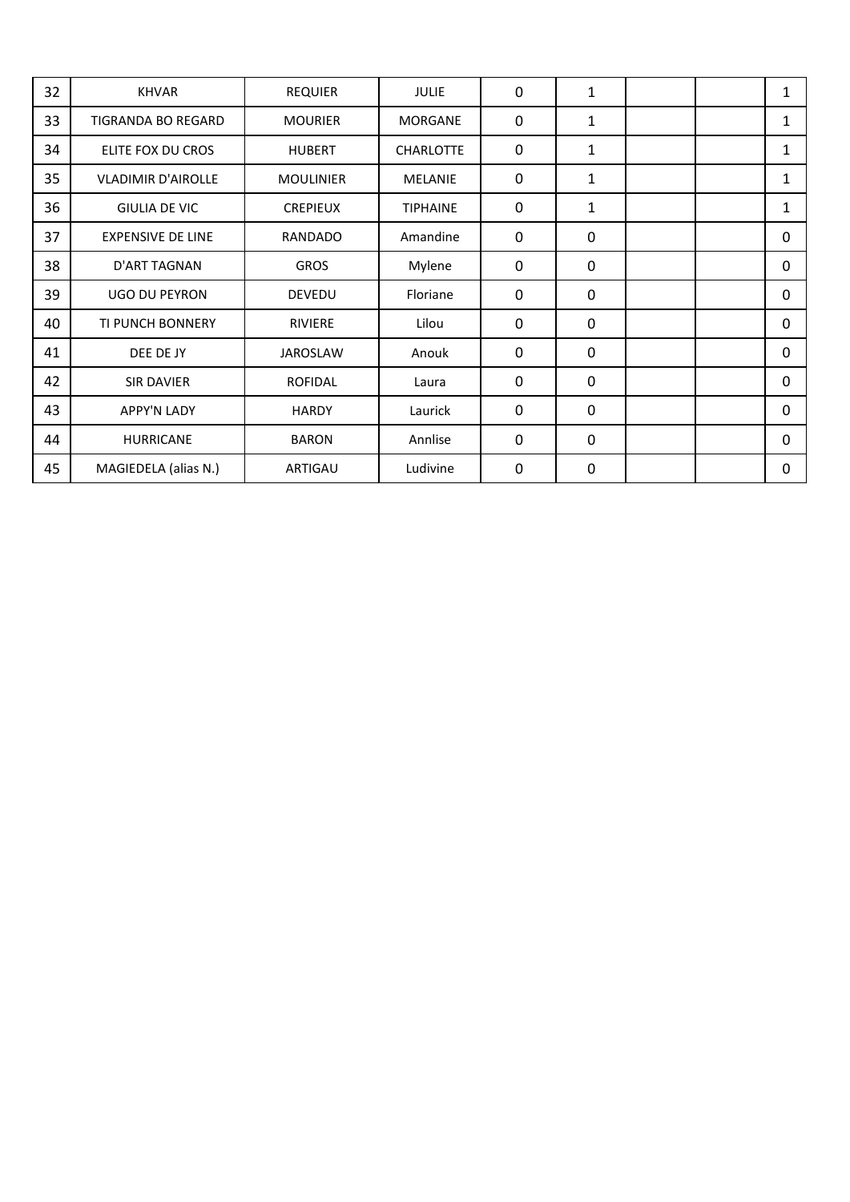| | | | | | | | | |
|---|---|---|---|---|---|---|---|---|
| 32 | KHVAR | REQUIER | JULIE | 0 | 1 | | | 1 |
| 33 | TIGRANDA BO REGARD | MOURIER | MORGANE | 0 | 1 | | | 1 |
| 34 | ELITE FOX DU CROS | HUBERT | CHARLOTTE | 0 | 1 | | | 1 |
| 35 | VLADIMIR D'AIROLLE | MOULINIER | MELANIE | 0 | 1 | | | 1 |
| 36 | GIULIA DE VIC | CREPIEUX | TIPHAINE | 0 | 1 | | | 1 |
| 37 | EXPENSIVE DE LINE | RANDADO | Amandine | 0 | 0 | | | 0 |
| 38 | D'ART TAGNAN | GROS | Mylene | 0 | 0 | | | 0 |
| 39 | UGO DU PEYRON | DEVEDU | Floriane | 0 | 0 | | | 0 |
| 40 | TI PUNCH BONNERY | RIVIERE | Lilou | 0 | 0 | | | 0 |
| 41 | DEE DE JY | JAROSLAW | Anouk | 0 | 0 | | | 0 |
| 42 | SIR DAVIER | ROFIDAL | Laura | 0 | 0 | | | 0 |
| 43 | APPY'N LADY | HARDY | Laurick | 0 | 0 | | | 0 |
| 44 | HURRICANE | BARON | Annlise | 0 | 0 | | | 0 |
| 45 | MAGIEDELA (alias N.) | ARTIGAU | Ludivine | 0 | 0 | | | 0 |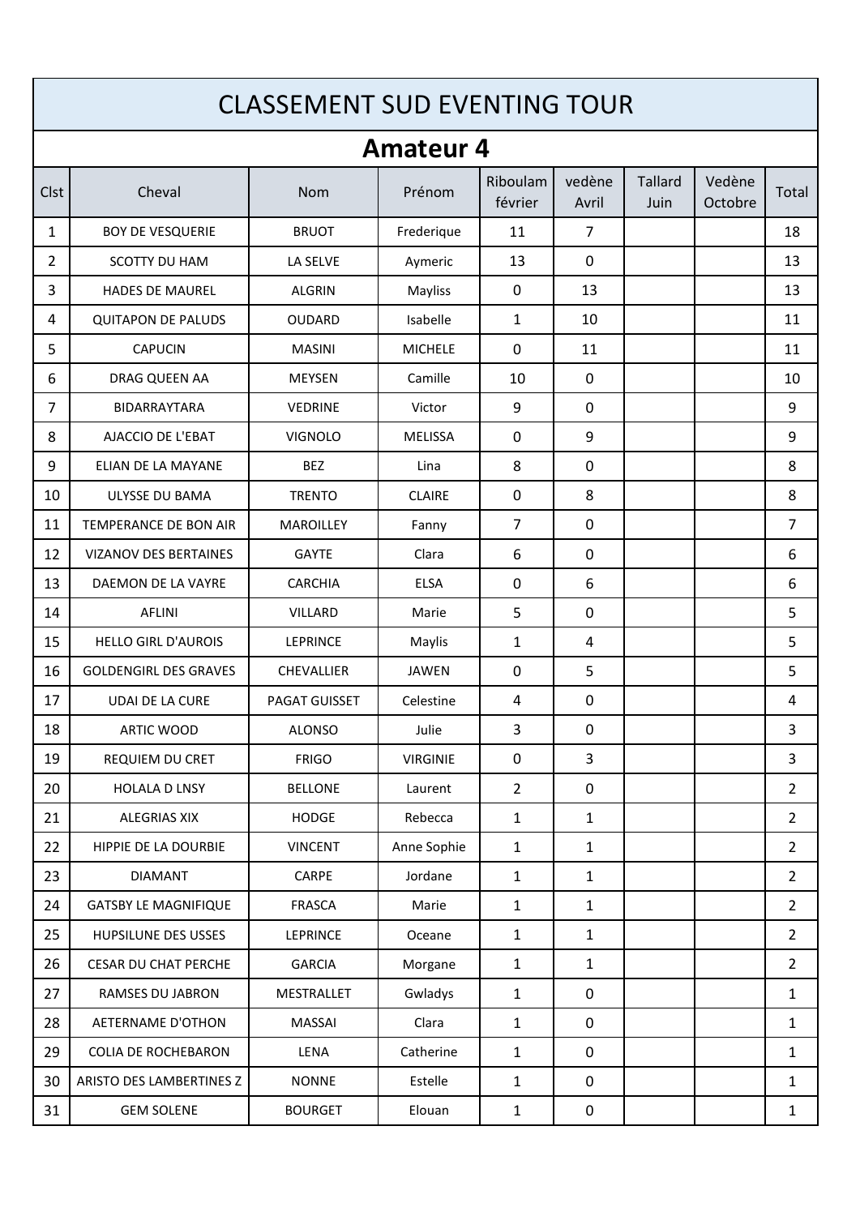# CLASSEMENT SUD EVENTING TOUR

## Amateur 4

| Clst | Cheval | Nom | Prénom | Riboulam février | vedène Avril | Tallard Juin | Vedène Octobre | Total |
|---|---|---|---|---|---|---|---|---|
| 1 | BOY DE VESQUERIE | BRUOT | Frederique | 11 | 7 | | | 18 |
| 2 | SCOTTY DU HAM | LA SELVE | Aymeric | 13 | 0 | | | 13 |
| 3 | HADES DE MAUREL | ALGRIN | Mayliss | 0 | 13 | | | 13 |
| 4 | QUITAPON DE PALUDS | OUDARD | Isabelle | 1 | 10 | | | 11 |
| 5 | CAPUCIN | MASINI | MICHELE | 0 | 11 | | | 11 |
| 6 | DRAG QUEEN AA | MEYSEN | Camille | 10 | 0 | | | 10 |
| 7 | BIDARRAYTARA | VEDRINE | Victor | 9 | 0 | | | 9 |
| 8 | AJACCIO DE L'EBAT | VIGNOLO | MELISSA | 0 | 9 | | | 9 |
| 9 | ELIAN DE LA MAYANE | BEZ | Lina | 8 | 0 | | | 8 |
| 10 | ULYSSE DU BAMA | TRENTO | CLAIRE | 0 | 8 | | | 8 |
| 11 | TEMPERANCE DE BON AIR | MAROILLEY | Fanny | 7 | 0 | | | 7 |
| 12 | VIZANOV DES BERTAINES | GAYTE | Clara | 6 | 0 | | | 6 |
| 13 | DAEMON DE LA VAYRE | CARCHIA | ELSA | 0 | 6 | | | 6 |
| 14 | AFLINI | VILLARD | Marie | 5 | 0 | | | 5 |
| 15 | HELLO GIRL D'AUROIS | LEPRINCE | Maylis | 1 | 4 | | | 5 |
| 16 | GOLDENGIRL DES GRAVES | CHEVALLIER | JAWEN | 0 | 5 | | | 5 |
| 17 | UDAI DE LA CURE | PAGAT GUISSET | Celestine | 4 | 0 | | | 4 |
| 18 | ARTIC WOOD | ALONSO | Julie | 3 | 0 | | | 3 |
| 19 | REQUIEM DU CRET | FRIGO | VIRGINIE | 0 | 3 | | | 3 |
| 20 | HOLALA D LNSY | BELLONE | Laurent | 2 | 0 | | | 2 |
| 21 | ALEGRIAS XIX | HODGE | Rebecca | 1 | 1 | | | 2 |
| 22 | HIPPIE DE LA DOURBIE | VINCENT | Anne Sophie | 1 | 1 | | | 2 |
| 23 | DIAMANT | CARPE | Jordane | 1 | 1 | | | 2 |
| 24 | GATSBY LE MAGNIFIQUE | FRASCA | Marie | 1 | 1 | | | 2 |
| 25 | HUPSILUNE DES USSES | LEPRINCE | Oceane | 1 | 1 | | | 2 |
| 26 | CESAR DU CHAT PERCHE | GARCIA | Morgane | 1 | 1 | | | 2 |
| 27 | RAMSES DU JABRON | MESTRALLET | Gwladys | 1 | 0 | | | 1 |
| 28 | AETERNAME D'OTHON | MASSAI | Clara | 1 | 0 | | | 1 |
| 29 | COLIA DE ROCHEBARON | LENA | Catherine | 1 | 0 | | | 1 |
| 30 | ARISTO DES LAMBERTINES Z | NONNE | Estelle | 1 | 0 | | | 1 |
| 31 | GEM SOLENE | BOURGET | Elouan | 1 | 0 | | | 1 |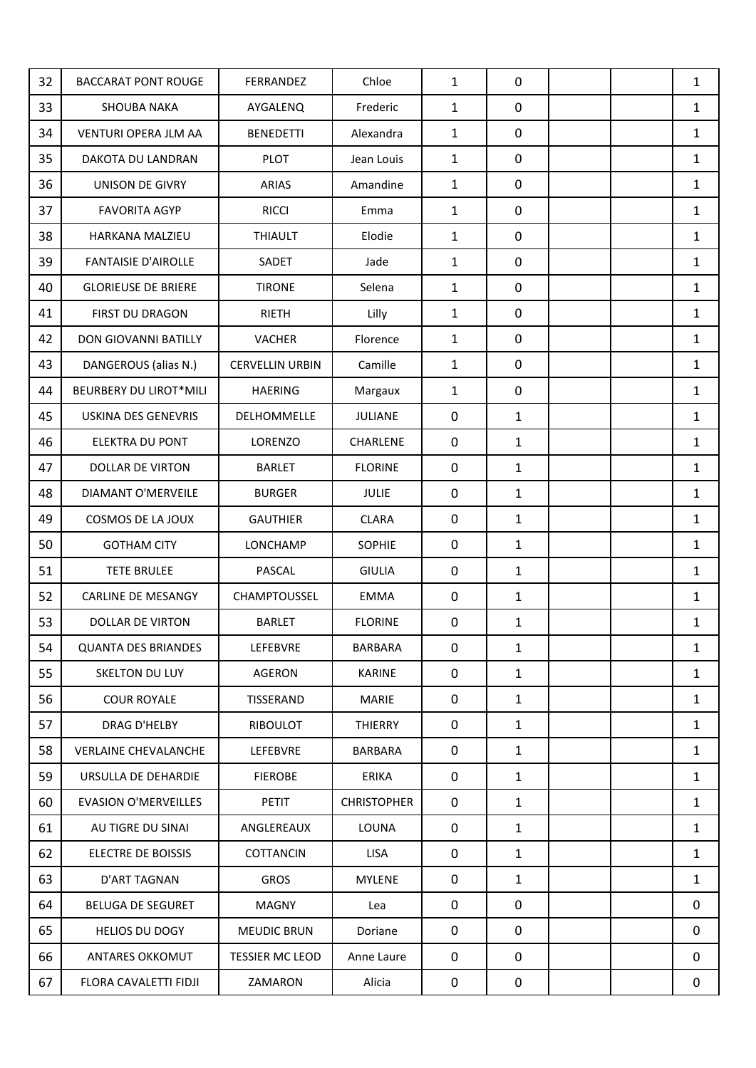| | | | | | | | | |
|---|---|---|---|---|---|---|---|---|
| 32 | BACCARAT PONT ROUGE | FERRANDEZ | Chloe | 1 | 0 | | | 1 |
| 33 | SHOUBA NAKA | AYGALENQ | Frederic | 1 | 0 | | | 1 |
| 34 | VENTURI OPERA JLM AA | BENEDETTI | Alexandra | 1 | 0 | | | 1 |
| 35 | DAKOTA DU LANDRAN | PLOT | Jean Louis | 1 | 0 | | | 1 |
| 36 | UNISON DE GIVRY | ARIAS | Amandine | 1 | 0 | | | 1 |
| 37 | FAVORITA AGYP | RICCI | Emma | 1 | 0 | | | 1 |
| 38 | HARKANA MALZIEU | THIAULT | Elodie | 1 | 0 | | | 1 |
| 39 | FANTAISIE D'AIROLLE | SADET | Jade | 1 | 0 | | | 1 |
| 40 | GLORIEUSE DE BRIERE | TIRONE | Selena | 1 | 0 | | | 1 |
| 41 | FIRST DU DRAGON | RIETH | Lilly | 1 | 0 | | | 1 |
| 42 | DON GIOVANNI BATILLY | VACHER | Florence | 1 | 0 | | | 1 |
| 43 | DANGEROUS (alias N.) | CERVELLIN URBIN | Camille | 1 | 0 | | | 1 |
| 44 | BEURBERY DU LIROT*MILI | HAERING | Margaux | 1 | 0 | | | 1 |
| 45 | USKINA DES GENEVRIS | DELHOMMELLE | JULIANE | 0 | 1 | | | 1 |
| 46 | ELEKTRA DU PONT | LORENZO | CHARLENE | 0 | 1 | | | 1 |
| 47 | DOLLAR DE VIRTON | BARLET | FLORINE | 0 | 1 | | | 1 |
| 48 | DIAMANT O'MERVEILE | BURGER | JULIE | 0 | 1 | | | 1 |
| 49 | COSMOS DE LA JOUX | GAUTHIER | CLARA | 0 | 1 | | | 1 |
| 50 | GOTHAM CITY | LONCHAMP | SOPHIE | 0 | 1 | | | 1 |
| 51 | TETE BRULEE | PASCAL | GIULIA | 0 | 1 | | | 1 |
| 52 | CARLINE DE MESANGY | CHAMPTOUSSEL | EMMA | 0 | 1 | | | 1 |
| 53 | DOLLAR DE VIRTON | BARLET | FLORINE | 0 | 1 | | | 1 |
| 54 | QUANTA DES BRIANDES | LEFEBVRE | BARBARA | 0 | 1 | | | 1 |
| 55 | SKELTON DU LUY | AGERON | KARINE | 0 | 1 | | | 1 |
| 56 | COUR ROYALE | TISSERAND | MARIE | 0 | 1 | | | 1 |
| 57 | DRAG D'HELBY | RIBOULOT | THIERRY | 0 | 1 | | | 1 |
| 58 | VERLAINE CHEVALANCHE | LEFEBVRE | BARBARA | 0 | 1 | | | 1 |
| 59 | URSULLA DE DEHARDIE | FIEROBE | ERIKA | 0 | 1 | | | 1 |
| 60 | EVASION O'MERVEILLES | PETIT | CHRISTOPHER | 0 | 1 | | | 1 |
| 61 | AU TIGRE DU SINAI | ANGLEREAUX | LOUNA | 0 | 1 | | | 1 |
| 62 | ELECTRE DE BOISSIS | COTTANCIN | LISA | 0 | 1 | | | 1 |
| 63 | D'ART TAGNAN | GROS | MYLENE | 0 | 1 | | | 1 |
| 64 | BELUGA DE SEGURET | MAGNY | Lea | 0 | 0 | | | 0 |
| 65 | HELIOS DU DOGY | MEUDIC BRUN | Doriane | 0 | 0 | | | 0 |
| 66 | ANTARES OKKOMUT | TESSIER MC LEOD | Anne Laure | 0 | 0 | | | 0 |
| 67 | FLORA CAVALETTI FIDJI | ZAMARON | Alicia | 0 | 0 | | | 0 |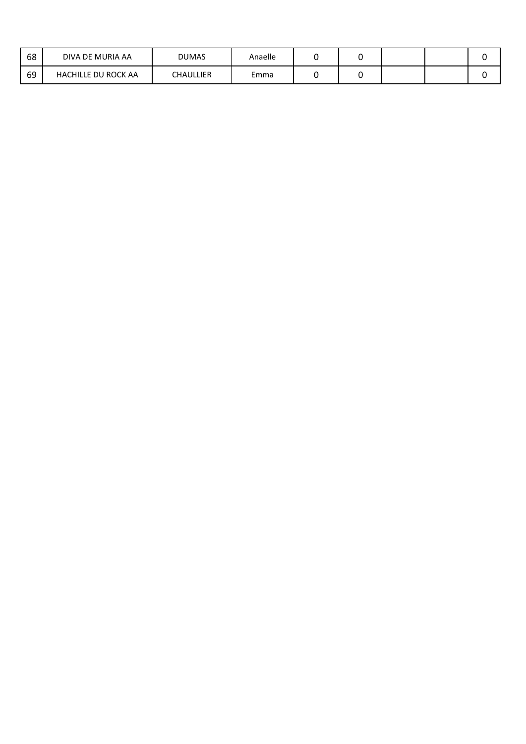| | | | | | | | | |
|---|---|---|---|---|---|---|---|---|
| 68 | DIVA DE MURIA AA | DUMAS | Anaelle | 0 | 0 | | | 0 |
| 69 | HACHILLE DU ROCK AA | CHAULLIER | Emma | 0 | 0 | | | 0 |